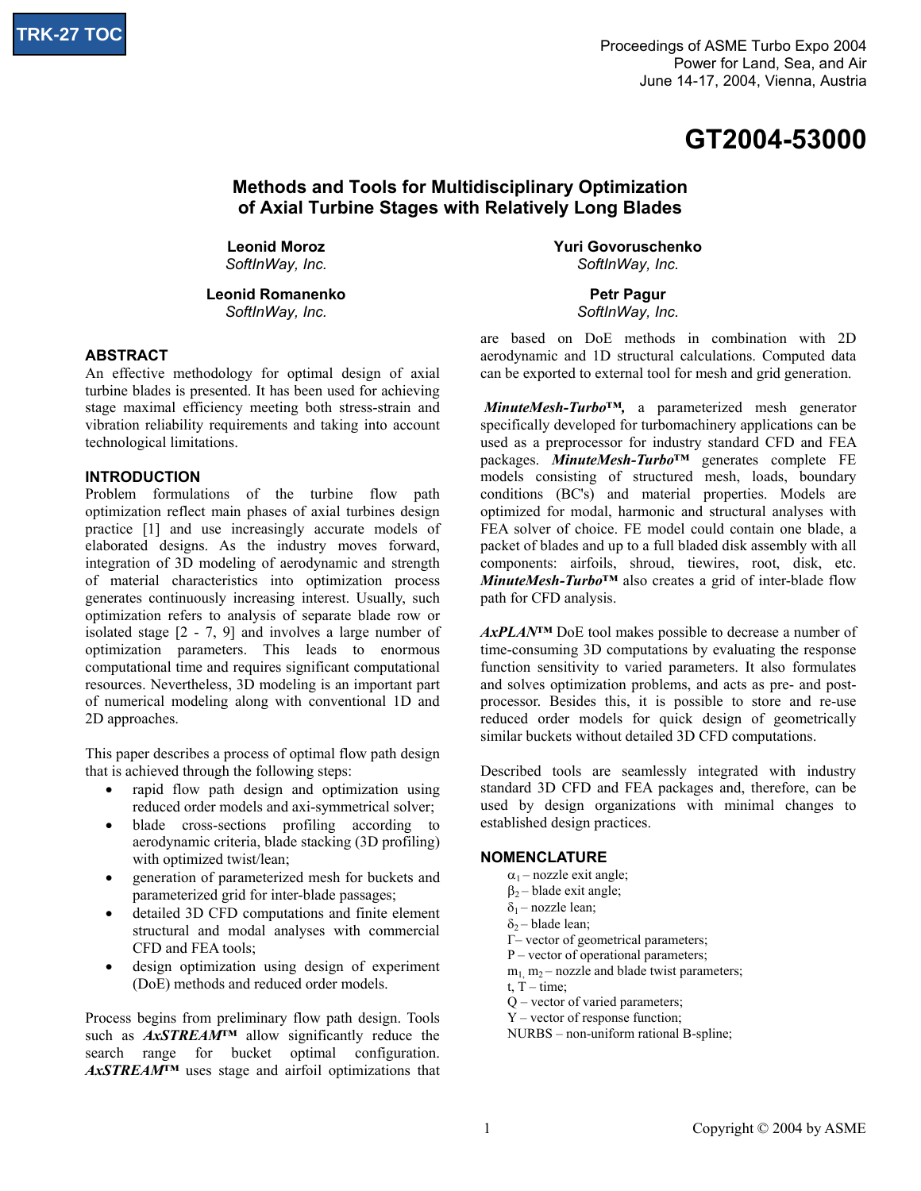TRK-27 TOC

Proceedings of ASME Turbo Expo 2004
Power for Land, Sea, and Air
June 14-17, 2004, Vienna, Austria

# GT2004-53000

## Methods and Tools for Multidisciplinary Optimization of Axial Turbine Stages with Relatively Long Blades

**Leonid Moroz**
*SoftInWay, Inc.*

**Yuri Govoruschenko**
*SoftInWay, Inc.*

**Leonid Romanenko**
*SoftInWay, Inc.*

**Petr Pagur**
*SoftInWay, Inc.*

### ABSTRACT

An effective methodology for optimal design of axial turbine blades is presented. It has been used for achieving stage maximal efficiency meeting both stress-strain and vibration reliability requirements and taking into account technological limitations.

### INTRODUCTION

Problem formulations of the turbine flow path optimization reflect main phases of axial turbines design practice [1] and use increasingly accurate models of elaborated designs. As the industry moves forward, integration of 3D modeling of aerodynamic and strength of material characteristics into optimization process generates continuously increasing interest. Usually, such optimization refers to analysis of separate blade row or isolated stage [2 - 7, 9] and involves a large number of optimization parameters. This leads to enormous computational time and requires significant computational resources. Nevertheless, 3D modeling is an important part of numerical modeling along with conventional 1D and 2D approaches.

This paper describes a process of optimal flow path design that is achieved through the following steps:

- rapid flow path design and optimization using reduced order models and axi-symmetrical solver;
- blade cross-sections profiling according to aerodynamic criteria, blade stacking (3D profiling) with optimized twist/lean;
- generation of parameterized mesh for buckets and parameterized grid for inter-blade passages;
- detailed 3D CFD computations and finite element structural and modal analyses with commercial CFD and FEA tools;
- design optimization using design of experiment (DoE) methods and reduced order models.

Process begins from preliminary flow path design. Tools such as ***AxSTREAM™*** allow significantly reduce the search range for bucket optimal configuration. ***AxSTREAM™*** uses stage and airfoil optimizations that are based on DoE methods in combination with 2D aerodynamic and 1D structural calculations. Computed data can be exported to external tool for mesh and grid generation.

***MinuteMesh-Turbo™,*** a parameterized mesh generator specifically developed for turbomachinery applications can be used as a preprocessor for industry standard CFD and FEA packages. ***MinuteMesh-Turbo™*** generates complete FE models consisting of structured mesh, loads, boundary conditions (BC's) and material properties. Models are optimized for modal, harmonic and structural analyses with FEA solver of choice. FE model could contain one blade, a packet of blades and up to a full bladed disk assembly with all components: airfoils, shroud, tiewires, root, disk, etc. ***MinuteMesh-Turbo™*** also creates a grid of inter-blade flow path for CFD analysis.

***AxPLAN™*** DoE tool makes possible to decrease a number of time-consuming 3D computations by evaluating the response function sensitivity to varied parameters. It also formulates and solves optimization problems, and acts as pre- and post-processor. Besides this, it is possible to store and re-use reduced order models for quick design of geometrically similar buckets without detailed 3D CFD computations.

Described tools are seamlessly integrated with industry standard 3D CFD and FEA packages and, therefore, can be used by design organizations with minimal changes to established design practices.

### NOMENCLATURE

$\alpha_1$ – nozzle exit angle;
$\beta_2$ – blade exit angle;
$\delta_1$ – nozzle lean;
$\delta_2$ – blade lean;
$\Gamma$ – vector of geometrical parameters;
P – vector of operational parameters;
$m_1$, $m_2$ – nozzle and blade twist parameters;
t, T – time;
Q – vector of varied parameters;
Y – vector of response function;
NURBS – non-uniform rational B-spline;

Copyright © 2004 by ASME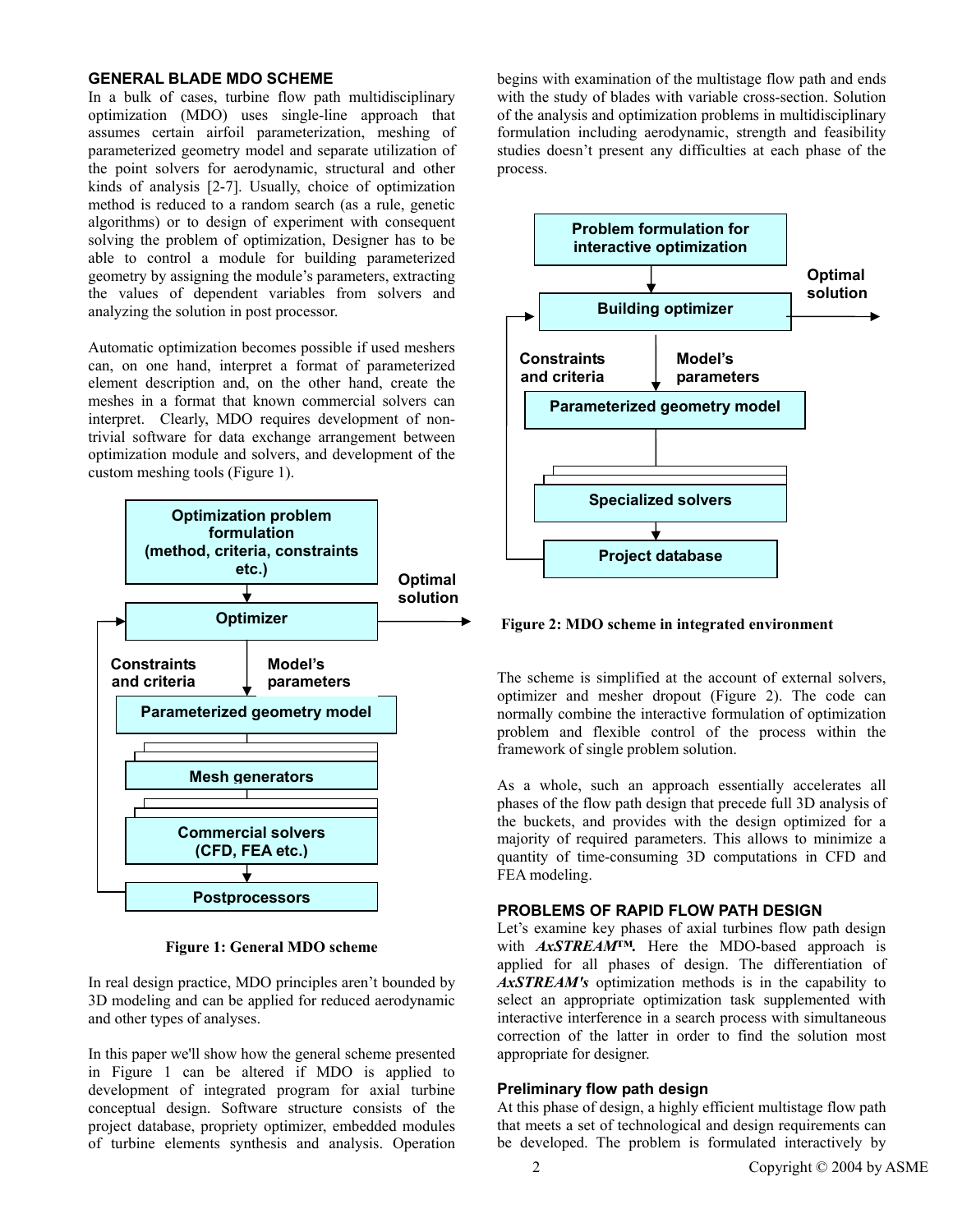## GENERAL BLADE MDO SCHEME

In a bulk of cases, turbine flow path multidisciplinary optimization (MDO) uses single-line approach that assumes certain airfoil parameterization, meshing of parameterized geometry model and separate utilization of the point solvers for aerodynamic, structural and other kinds of analysis [2-7]. Usually, choice of optimization method is reduced to a random search (as a rule, genetic algorithms) or to design of experiment with consequent solving the problem of optimization, Designer has to be able to control a module for building parameterized geometry by assigning the module's parameters, extracting the values of dependent variables from solvers and analyzing the solution in post processor.

Automatic optimization becomes possible if used meshers can, on one hand, interpret a format of parameterized element description and, on the other hand, create the meshes in a format that known commercial solvers can interpret. Clearly, MDO requires development of non-trivial software for data exchange arrangement between optimization module and solvers, and development of the custom meshing tools (Figure 1).

Optimization problem formulation (method, criteria, constraints etc.) → Optimizer → (Constraints and criteria / Model's parameters) → Parameterized geometry model → Mesh generators → Commercial solvers (CFD, FEA etc.) → Postprocessors → (back to Optimizer); Optimizer → Optimal solution

**Figure 1: General MDO scheme**

In real design practice, MDO principles aren't bounded by 3D modeling and can be applied for reduced aerodynamic and other types of analyses.

In this paper we'll show how the general scheme presented in Figure 1 can be altered if MDO is applied to development of integrated program for axial turbine conceptual design. Software structure consists of the project database, propriety optimizer, embedded modules of turbine elements synthesis and analysis. Operation begins with examination of the multistage flow path and ends with the study of blades with variable cross-section. Solution of the analysis and optimization problems in multidisciplinary formulation including aerodynamic, strength and feasibility studies doesn't present any difficulties at each phase of the process.

Problem formulation for interactive optimization → Building optimizer → (Constraints and criteria / Model's parameters) → Parameterized geometry model → Specialized solvers → Project database → (back to Building optimizer); Building optimizer → Optimal solution

**Figure 2: MDO scheme in integrated environment**

The scheme is simplified at the account of external solvers, optimizer and mesher dropout (Figure 2). The code can normally combine the interactive formulation of optimization problem and flexible control of the process within the framework of single problem solution.

As a whole, such an approach essentially accelerates all phases of the flow path design that precede full 3D analysis of the buckets, and provides with the design optimized for a majority of required parameters. This allows to minimize a quantity of time-consuming 3D computations in CFD and FEA modeling.

## PROBLEMS OF RAPID FLOW PATH DESIGN

Let's examine key phases of axial turbines flow path design with ***AxSTREAM™***. Here the MDO-based approach is applied for all phases of design. The differentiation of ***AxSTREAM's*** optimization methods is in the capability to select an appropriate optimization task supplemented with interactive interference in a search process with simultaneous correction of the latter in order to find the solution most appropriate for designer.

### Preliminary flow path design

At this phase of design, a highly efficient multistage flow path that meets a set of technological and design requirements can be developed. The problem is formulated interactively by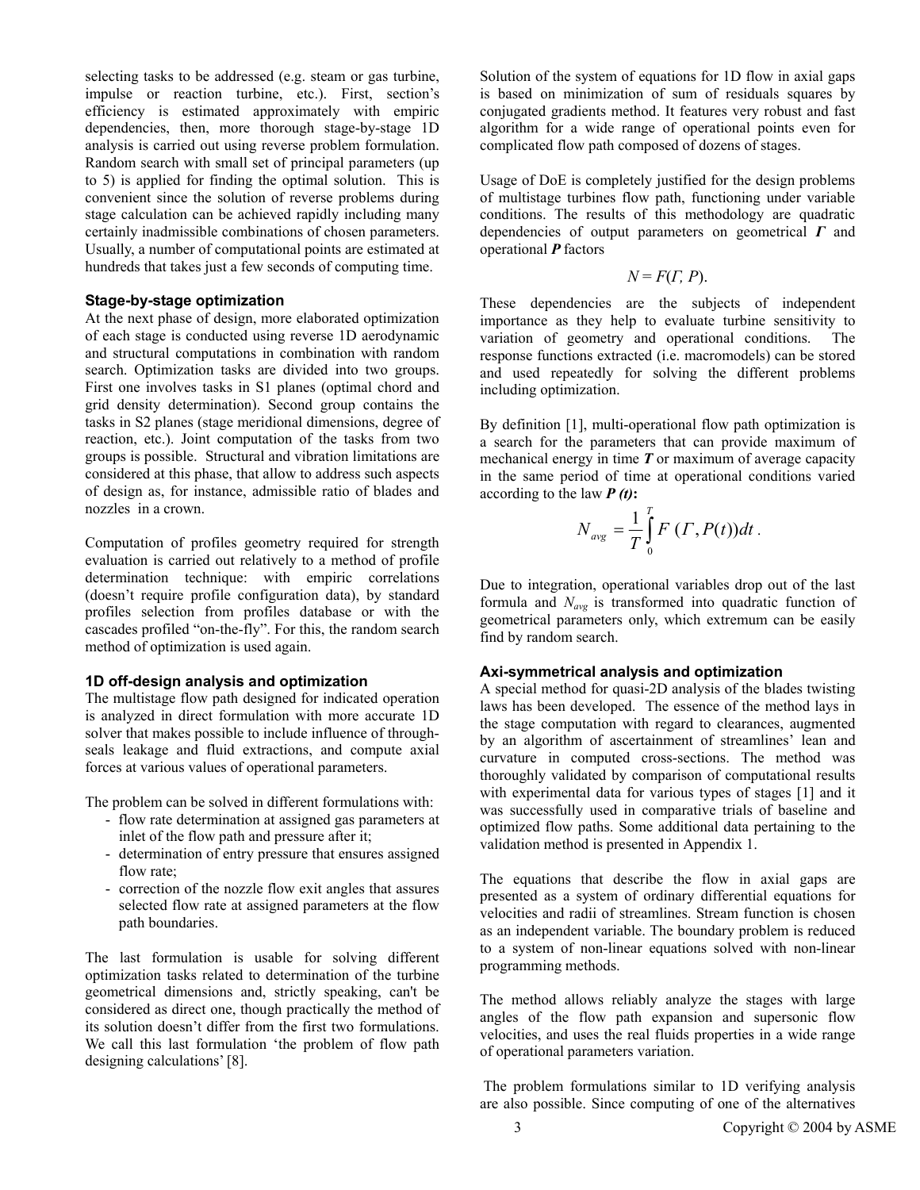selecting tasks to be addressed (e.g. steam or gas turbine, impulse or reaction turbine, etc.). First, section's efficiency is estimated approximately with empiric dependencies, then, more thorough stage-by-stage 1D analysis is carried out using reverse problem formulation. Random search with small set of principal parameters (up to 5) is applied for finding the optimal solution. This is convenient since the solution of reverse problems during stage calculation can be achieved rapidly including many certainly inadmissible combinations of chosen parameters. Usually, a number of computational points are estimated at hundreds that takes just a few seconds of computing time.

### Stage-by-stage optimization

At the next phase of design, more elaborated optimization of each stage is conducted using reverse 1D aerodynamic and structural computations in combination with random search. Optimization tasks are divided into two groups. First one involves tasks in S1 planes (optimal chord and grid density determination). Second group contains the tasks in S2 planes (stage meridional dimensions, degree of reaction, etc.). Joint computation of the tasks from two groups is possible. Structural and vibration limitations are considered at this phase, that allow to address such aspects of design as, for instance, admissible ratio of blades and nozzles in a crown.

Computation of profiles geometry required for strength evaluation is carried out relatively to a method of profile determination technique: with empiric correlations (doesn't require profile configuration data), by standard profiles selection from profiles database or with the cascades profiled "on-the-fly". For this, the random search method of optimization is used again.

### 1D off-design analysis and optimization

The multistage flow path designed for indicated operation is analyzed in direct formulation with more accurate 1D solver that makes possible to include influence of through-seals leakage and fluid extractions, and compute axial forces at various values of operational parameters.

The problem can be solved in different formulations with:

- flow rate determination at assigned gas parameters at inlet of the flow path and pressure after it;
- determination of entry pressure that ensures assigned flow rate;
- correction of the nozzle flow exit angles that assures selected flow rate at assigned parameters at the flow path boundaries.

The last formulation is usable for solving different optimization tasks related to determination of the turbine geometrical dimensions and, strictly speaking, can't be considered as direct one, though practically the method of its solution doesn't differ from the first two formulations. We call this last formulation 'the problem of flow path designing calculations' [8].

Solution of the system of equations for 1D flow in axial gaps is based on minimization of sum of residuals squares by conjugated gradients method. It features very robust and fast algorithm for a wide range of operational points even for complicated flow path composed of dozens of stages.

Usage of DoE is completely justified for the design problems of multistage turbines flow path, functioning under variable conditions. The results of this methodology are quadratic dependencies of output parameters on geometrical $\boldsymbol{\Gamma}$ and operational $\boldsymbol{P}$ factors

$$N = F(\Gamma, P).$$

These dependencies are the subjects of independent importance as they help to evaluate turbine sensitivity to variation of geometry and operational conditions. The response functions extracted (i.e. macromodels) can be stored and used repeatedly for solving the different problems including optimization.

By definition [1], multi-operational flow path optimization is a search for the parameters that can provide maximum of mechanical energy in time $\boldsymbol{T}$ or maximum of average capacity in the same period of time at operational conditions varied according to the law $\boldsymbol{P(t)}$**:**

$$N_{avg} = \frac{1}{T}\int_{0}^{T} F\,(\Gamma, P(t))dt\,.$$

Due to integration, operational variables drop out of the last formula and $N_{avg}$ is transformed into quadratic function of geometrical parameters only, which extremum can be easily find by random search.

### Axi-symmetrical analysis and optimization

A special method for quasi-2D analysis of the blades twisting laws has been developed. The essence of the method lays in the stage computation with regard to clearances, augmented by an algorithm of ascertainment of streamlines' lean and curvature in computed cross-sections. The method was thoroughly validated by comparison of computational results with experimental data for various types of stages [1] and it was successfully used in comparative trials of baseline and optimized flow paths. Some additional data pertaining to the validation method is presented in Appendix 1.

The equations that describe the flow in axial gaps are presented as a system of ordinary differential equations for velocities and radii of streamlines. Stream function is chosen as an independent variable. The boundary problem is reduced to a system of non-linear equations solved with non-linear programming methods.

The method allows reliably analyze the stages with large angles of the flow path expansion and supersonic flow velocities, and uses the real fluids properties in a wide range of operational parameters variation.

The problem formulations similar to 1D verifying analysis are also possible. Since computing of one of the alternatives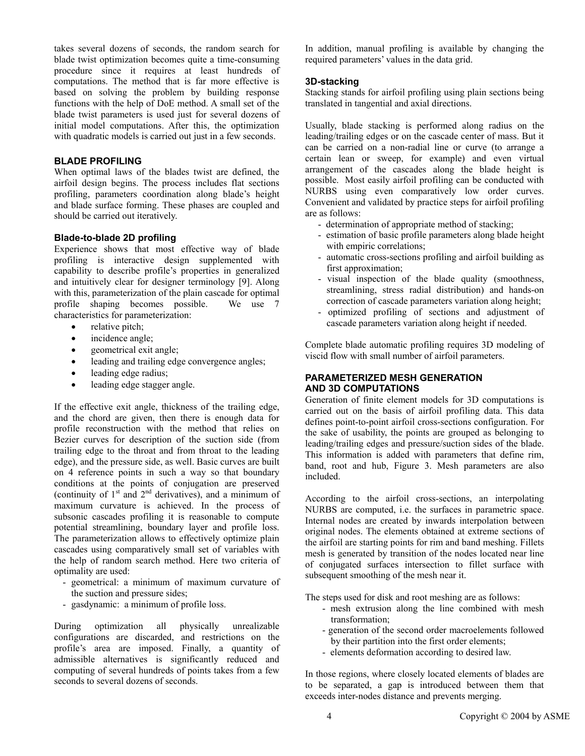takes several dozens of seconds, the random search for blade twist optimization becomes quite a time-consuming procedure since it requires at least hundreds of computations. The method that is far more effective is based on solving the problem by building response functions with the help of DoE method. A small set of the blade twist parameters is used just for several dozens of initial model computations. After this, the optimization with quadratic models is carried out just in a few seconds.

## BLADE PROFILING

When optimal laws of the blades twist are defined, the airfoil design begins. The process includes flat sections profiling, parameters coordination along blade's height and blade surface forming. These phases are coupled and should be carried out iteratively.

### Blade-to-blade 2D profiling

Experience shows that most effective way of blade profiling is interactive design supplemented with capability to describe profile's properties in generalized and intuitively clear for designer terminology [9]. Along with this, parameterization of the plain cascade for optimal profile shaping becomes possible. We use 7 characteristics for parameterization:

- relative pitch;
- incidence angle;
- geometrical exit angle;
- leading and trailing edge convergence angles;
- leading edge radius;
- leading edge stagger angle.

If the effective exit angle, thickness of the trailing edge, and the chord are given, then there is enough data for profile reconstruction with the method that relies on Bezier curves for description of the suction side (from trailing edge to the throat and from throat to the leading edge), and the pressure side, as well. Basic curves are built on 4 reference points in such a way so that boundary conditions at the points of conjugation are preserved (continuity of 1st and 2nd derivatives), and a minimum of maximum curvature is achieved. In the process of subsonic cascades profiling it is reasonable to compute potential streamlining, boundary layer and profile loss. The parameterization allows to effectively optimize plain cascades using comparatively small set of variables with the help of random search method. Here two criteria of optimality are used:

- geometrical: a minimum of maximum curvature of the suction and pressure sides;
- gasdynamic: a minimum of profile loss.

During optimization all physically unrealizable configurations are discarded, and restrictions on the profile's area are imposed. Finally, a quantity of admissible alternatives is significantly reduced and computing of several hundreds of points takes from a few seconds to several dozens of seconds.

In addition, manual profiling is available by changing the required parameters' values in the data grid.

### 3D-stacking

Stacking stands for airfoil profiling using plain sections being translated in tangential and axial directions.

Usually, blade stacking is performed along radius on the leading/trailing edges or on the cascade center of mass. But it can be carried on a non-radial line or curve (to arrange a certain lean or sweep, for example) and even virtual arrangement of the cascades along the blade height is possible. Most easily airfoil profiling can be conducted with NURBS using even comparatively low order curves. Convenient and validated by practice steps for airfoil profiling are as follows:

- determination of appropriate method of stacking;
- estimation of basic profile parameters along blade height with empiric correlations;
- automatic cross-sections profiling and airfoil building as first approximation;
- visual inspection of the blade quality (smoothness, streamlining, stress radial distribution) and hands-on correction of cascade parameters variation along height;
- optimized profiling of sections and adjustment of cascade parameters variation along height if needed.

Complete blade automatic profiling requires 3D modeling of viscid flow with small number of airfoil parameters.

## PARAMETERIZED MESH GENERATION AND 3D COMPUTATIONS

Generation of finite element models for 3D computations is carried out on the basis of airfoil profiling data. This data defines point-to-point airfoil cross-sections configuration. For the sake of usability, the points are grouped as belonging to leading/trailing edges and pressure/suction sides of the blade. This information is added with parameters that define rim, band, root and hub, Figure 3. Mesh parameters are also included.

According to the airfoil cross-sections, an interpolating NURBS are computed, i.e. the surfaces in parametric space. Internal nodes are created by inwards interpolation between original nodes. The elements obtained at extreme sections of the airfoil are starting points for rim and band meshing. Fillets mesh is generated by transition of the nodes located near line of conjugated surfaces intersection to fillet surface with subsequent smoothing of the mesh near it.

The steps used for disk and root meshing are as follows:

- mesh extrusion along the line combined with mesh transformation;
- generation of the second order macroelements followed by their partition into the first order elements;
- elements deformation according to desired law.

In those regions, where closely located elements of blades are to be separated, a gap is introduced between them that exceeds inter-nodes distance and prevents merging.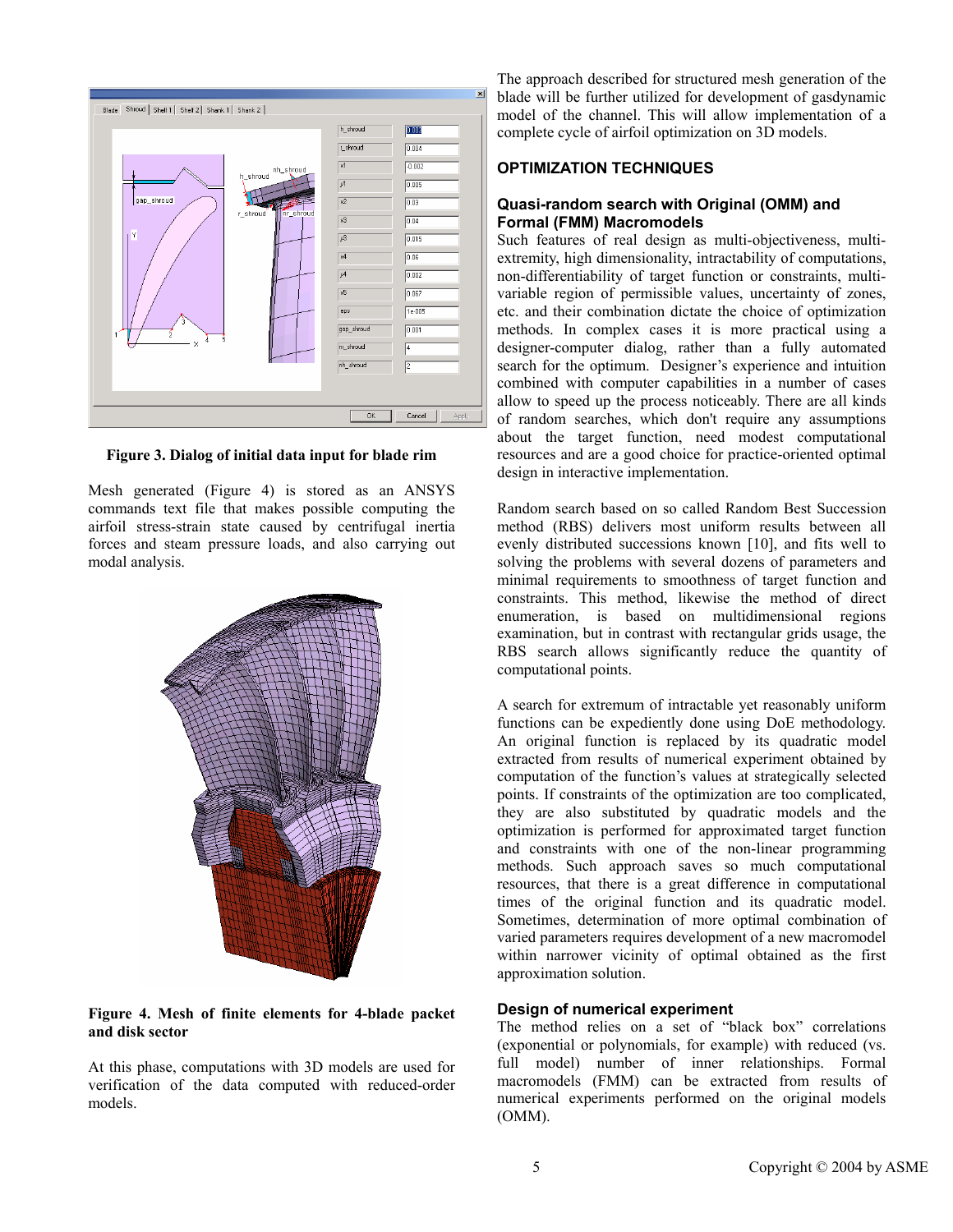Figure 3. Dialog of initial data input for blade rim

Mesh generated (Figure 4) is stored as an ANSYS commands text file that makes possible computing the airfoil stress-strain state caused by centrifugal inertia forces and steam pressure loads, and also carrying out modal analysis.

Figure 4. Mesh of finite elements for 4-blade packet and disk sector

At this phase, computations with 3D models are used for verification of the data computed with reduced-order models.

The approach described for structured mesh generation of the blade will be further utilized for development of gasdynamic model of the channel. This will allow implementation of a complete cycle of airfoil optimization on 3D models.

## OPTIMIZATION TECHNIQUES

### Quasi-random search with Original (OMM) and Formal (FMM) Macromodels

Such features of real design as multi-objectiveness, multi-extremity, high dimensionality, intractability of computations, non-differentiability of target function or constraints, multi-variable region of permissible values, uncertainty of zones, etc. and their combination dictate the choice of optimization methods. In complex cases it is more practical using a designer-computer dialog, rather than a fully automated search for the optimum. Designer's experience and intuition combined with computer capabilities in a number of cases allow to speed up the process noticeably. There are all kinds of random searches, which don't require any assumptions about the target function, need modest computational resources and are a good choice for practice-oriented optimal design in interactive implementation.

Random search based on so called Random Best Succession method (RBS) delivers most uniform results between all evenly distributed successions known [10], and fits well to solving the problems with several dozens of parameters and minimal requirements to smoothness of target function and constraints. This method, likewise the method of direct enumeration, is based on multidimensional regions examination, but in contrast with rectangular grids usage, the RBS search allows significantly reduce the quantity of computational points.

A search for extremum of intractable yet reasonably uniform functions can be expediently done using DoE methodology. An original function is replaced by its quadratic model extracted from results of numerical experiment obtained by computation of the function's values at strategically selected points. If constraints of the optimization are too complicated, they are also substituted by quadratic models and the optimization is performed for approximated target function and constraints with one of the non-linear programming methods. Such approach saves so much computational resources, that there is a great difference in computational times of the original function and its quadratic model. Sometimes, determination of more optimal combination of varied parameters requires development of a new macromodel within narrower vicinity of optimal obtained as the first approximation solution.

### Design of numerical experiment

The method relies on a set of "black box" correlations (exponential or polynomials, for example) with reduced (vs. full model) number of inner relationships. Formal macromodels (FMM) can be extracted from results of numerical experiments performed on the original models (OMM).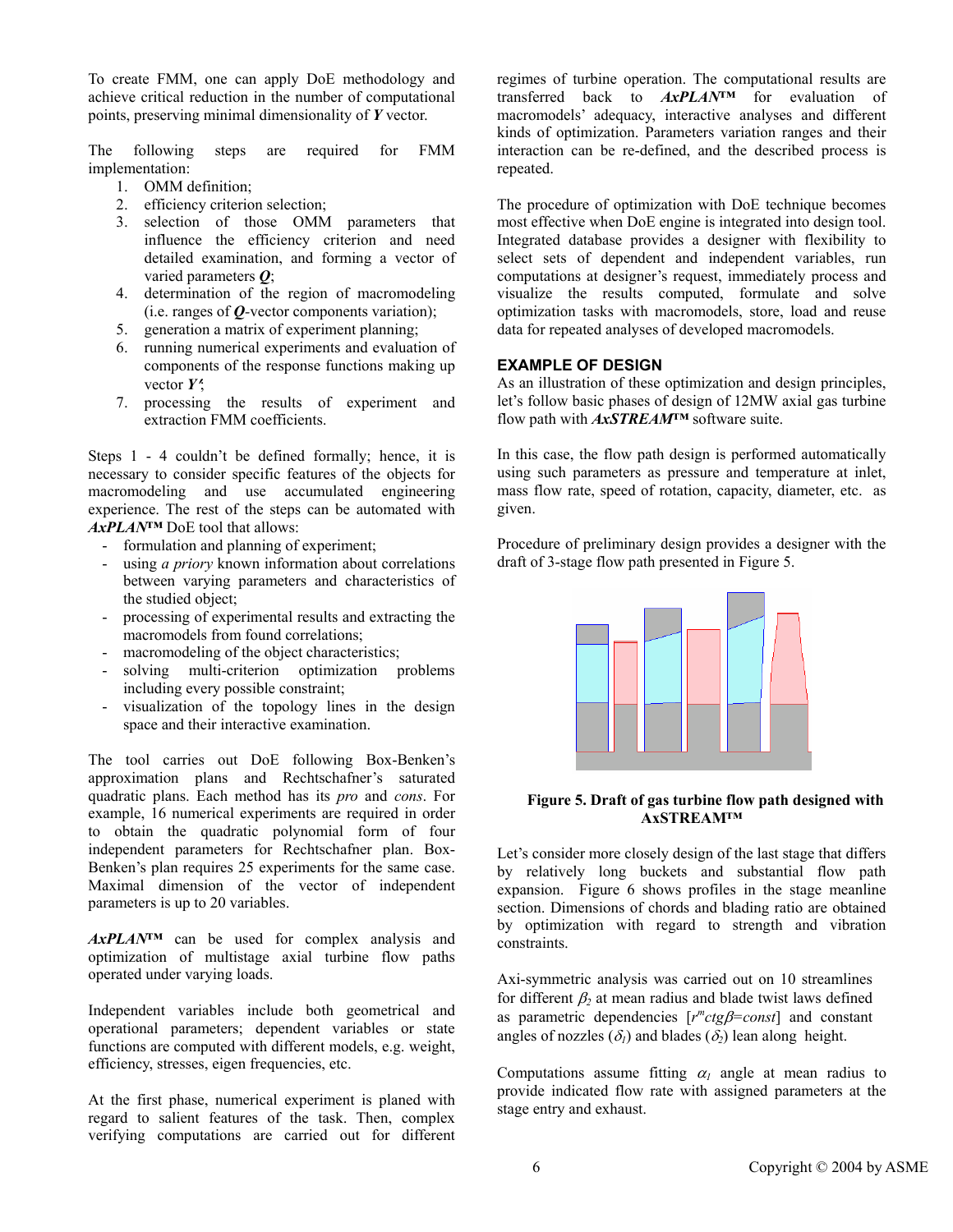To create FMM, one can apply DoE methodology and achieve critical reduction in the number of computational points, preserving minimal dimensionality of ***Y*** vector.

The following steps are required for FMM implementation:

1. OMM definition;
2. efficiency criterion selection;
3. selection of those OMM parameters that influence the efficiency criterion and need detailed examination, and forming a vector of varied parameters ***Q***;
4. determination of the region of macromodeling (i.e. ranges of ***Q***-vector components variation);
5. generation a matrix of experiment planning;
6. running numerical experiments and evaluation of components of the response functions making up vector ***Y'***;
7. processing the results of experiment and extraction FMM coefficients.

Steps 1 - 4 couldn't be defined formally; hence, it is necessary to consider specific features of the objects for macromodeling and use accumulated engineering experience. The rest of the steps can be automated with ***AxPLAN™*** DoE tool that allows:

- formulation and planning of experiment;
- using *a priory* known information about correlations between varying parameters and characteristics of the studied object;
- processing of experimental results and extracting the macromodels from found correlations;
- macromodeling of the object characteristics;
- solving multi-criterion optimization problems including every possible constraint;
- visualization of the topology lines in the design space and their interactive examination.

The tool carries out DoE following Box-Benken's approximation plans and Rechtschafner's saturated quadratic plans. Each method has its *pro* and *cons*. For example, 16 numerical experiments are required in order to obtain the quadratic polynomial form of four independent parameters for Rechtschafner plan. Box-Benken's plan requires 25 experiments for the same case. Maximal dimension of the vector of independent parameters is up to 20 variables.

***AxPLAN™*** can be used for complex analysis and optimization of multistage axial turbine flow paths operated under varying loads.

Independent variables include both geometrical and operational parameters; dependent variables or state functions are computed with different models, e.g. weight, efficiency, stresses, eigen frequencies, etc.

At the first phase, numerical experiment is planed with regard to salient features of the task. Then, complex verifying computations are carried out for different regimes of turbine operation. The computational results are transferred back to ***AxPLAN™*** for evaluation of macromodels' adequacy, interactive analyses and different kinds of optimization. Parameters variation ranges and their interaction can be re-defined, and the described process is repeated.

The procedure of optimization with DoE technique becomes most effective when DoE engine is integrated into design tool. Integrated database provides a designer with flexibility to select sets of dependent and independent variables, run computations at designer's request, immediately process and visualize the results computed, formulate and solve optimization tasks with macromodels, store, load and reuse data for repeated analyses of developed macromodels.

## EXAMPLE OF DESIGN

As an illustration of these optimization and design principles, let's follow basic phases of design of 12MW axial gas turbine flow path with ***AxSTREAM™*** software suite.

In this case, the flow path design is performed automatically using such parameters as pressure and temperature at inlet, mass flow rate, speed of rotation, capacity, diameter, etc. as given.

Procedure of preliminary design provides a designer with the draft of 3-stage flow path presented in Figure 5.

**Figure 5. Draft of gas turbine flow path designed with AxSTREAM™**

Let's consider more closely design of the last stage that differs by relatively long buckets and substantial flow path expansion. Figure 6 shows profiles in the stage meanline section. Dimensions of chords and blading ratio are obtained by optimization with regard to strength and vibration constraints.

Axi-symmetric analysis was carried out on 10 streamlines for different $\beta_2$ at mean radius and blade twist laws defined as parametric dependencies [$r^m ctg\beta = const$] and constant angles of nozzles ($\delta_1$) and blades ($\delta_2$) lean along height.

Computations assume fitting $\alpha_1$ angle at mean radius to provide indicated flow rate with assigned parameters at the stage entry and exhaust.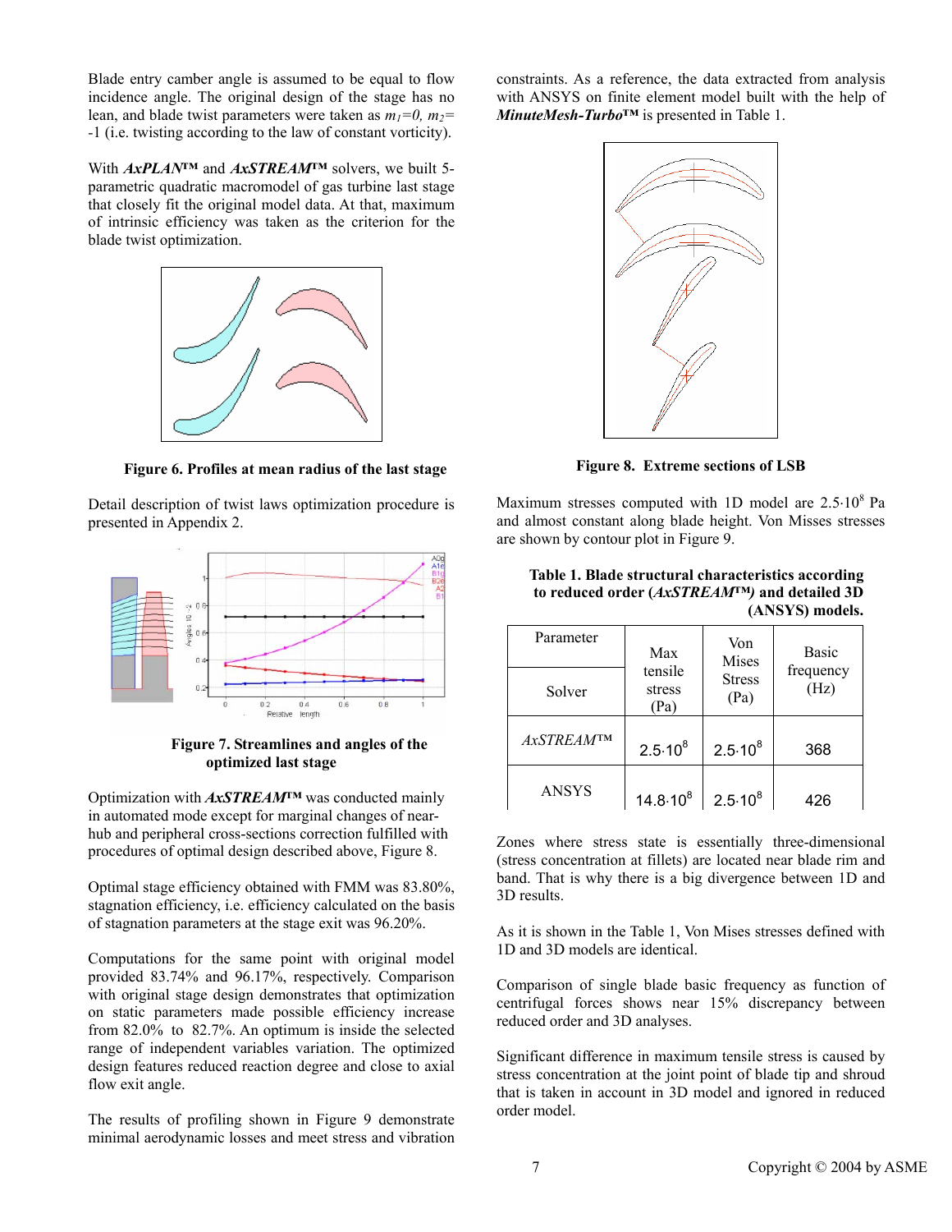Blade entry camber angle is assumed to be equal to flow incidence angle. The original design of the stage has no lean, and blade twist parameters were taken as $m_1=0$, $m_2=-1$ (i.e. twisting according to the law of constant vorticity).

With ***AxPLAN™*** and ***AxSTREAM™*** solvers, we built 5-parametric quadratic macromodel of gas turbine last stage that closely fit the original model data. At that, maximum of intrinsic efficiency was taken as the criterion for the blade twist optimization.

**Figure 6. Profiles at mean radius of the last stage**

Detail description of twist laws optimization procedure is presented in Appendix 2.

**Figure 7. Streamlines and angles of the optimized last stage**

Optimization with ***AxSTREAM™*** was conducted mainly in automated mode except for marginal changes of near-hub and peripheral cross-sections correction fulfilled with procedures of optimal design described above, Figure 8.

Optimal stage efficiency obtained with FMM was 83.80%, stagnation efficiency, i.e. efficiency calculated on the basis of stagnation parameters at the stage exit was 96.20%.

Computations for the same point with original model provided 83.74% and 96.17%, respectively. Comparison with original stage design demonstrates that optimization on static parameters made possible efficiency increase from 82.0% to 82.7%. An optimum is inside the selected range of independent variables variation. The optimized design features reduced reaction degree and close to axial flow exit angle.

The results of profiling shown in Figure 9 demonstrate minimal aerodynamic losses and meet stress and vibration constraints. As a reference, the data extracted from analysis with ANSYS on finite element model built with the help of ***MinuteMesh-Turbo™*** is presented in Table 1.

**Figure 8. Extreme sections of LSB**

Maximum stresses computed with 1D model are $2.5{\cdot}10^8$ Pa and almost constant along blade height. Von Misses stresses are shown by contour plot in Figure 9.

**Table 1. Blade structural characteristics according to reduced order (*AxSTREAM™)* and detailed 3D (ANSYS) models.**

| Parameter / Solver | Max tensile stress (Pa) | Von Mises Stress (Pa) | Basic frequency (Hz) |
|---|---|---|---|
| *AxSTREAM™* | $2.5{\cdot}10^8$ | $2.5{\cdot}10^8$ | 368 |
| ANSYS | $14.8{\cdot}10^8$ | $2.5{\cdot}10^8$ | 426 |

Zones where stress state is essentially three-dimensional (stress concentration at fillets) are located near blade rim and band. That is why there is a big divergence between 1D and 3D results.

As it is shown in the Table 1, Von Mises stresses defined with 1D and 3D models are identical.

Comparison of single blade basic frequency as function of centrifugal forces shows near 15% discrepancy between reduced order and 3D analyses.

Significant difference in maximum tensile stress is caused by stress concentration at the joint point of blade tip and shroud that is taken in account in 3D model and ignored in reduced order model.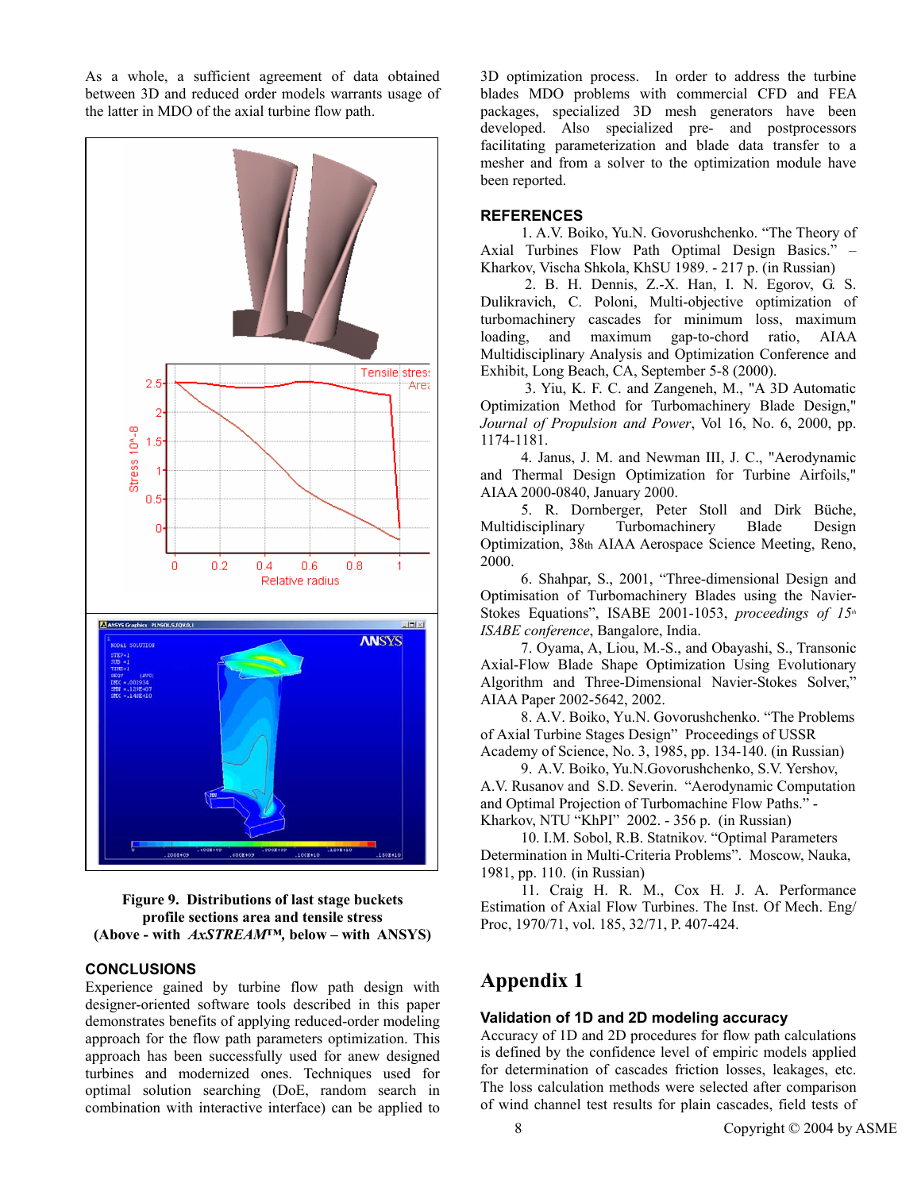As a whole, a sufficient agreement of data obtained between 3D and reduced order models warrants usage of the latter in MDO of the axial turbine flow path.

**Figure 9. Distributions of last stage buckets profile sections area and tensile stress (Above - with *AxSTREAM*™, below – with ANSYS)**

## CONCLUSIONS

Experience gained by turbine flow path design with designer-oriented software tools described in this paper demonstrates benefits of applying reduced-order modeling approach for the flow path parameters optimization. This approach has been successfully used for anew designed turbines and modernized ones. Techniques used for optimal solution searching (DoE, random search in combination with interactive interface) can be applied to 3D optimization process. In order to address the turbine blades MDO problems with commercial CFD and FEA packages, specialized 3D mesh generators have been developed. Also specialized pre- and postprocessors facilitating parameterization and blade data transfer to a mesher and from a solver to the optimization module have been reported.

## REFERENCES

1. A.V. Boiko, Yu.N. Govorushchenko. "The Theory of Axial Turbines Flow Path Optimal Design Basics." – Kharkov, Vischa Shkola, KhSU 1989. - 217 p. (in Russian)
2. B. H. Dennis, Z.-X. Han, I. N. Egorov, G. S. Dulikravich, C. Poloni, Multi-objective optimization of turbomachinery cascades for minimum loss, maximum loading, and maximum gap-to-chord ratio, AIAA Multidisciplinary Analysis and Optimization Conference and Exhibit, Long Beach, CA, September 5-8 (2000).
3. Yiu, K. F. C. and Zangeneh, M., "A 3D Automatic Optimization Method for Turbomachinery Blade Design," *Journal of Propulsion and Power*, Vol 16, No. 6, 2000, pp. 1174-1181.
4. Janus, J. M. and Newman III, J. C., "Aerodynamic and Thermal Design Optimization for Turbine Airfoils," AIAA 2000-0840, January 2000.
5. R. Dornberger, Peter Stoll and Dirk Büche, Multidisciplinary Turbomachinery Blade Design Optimization, 38th AIAA Aerospace Science Meeting, Reno, 2000.
6. Shahpar, S., 2001, "Three-dimensional Design and Optimisation of Turbomachinery Blades using the Navier-Stokes Equations", ISABE 2001-1053, *proceedings of 15th ISABE conference*, Bangalore, India.
7. Oyama, A, Liou, M.-S., and Obayashi, S., Transonic Axial-Flow Blade Shape Optimization Using Evolutionary Algorithm and Three-Dimensional Navier-Stokes Solver," AIAA Paper 2002-5642, 2002.
8. A.V. Boiko, Yu.N. Govorushchenko. "The Problems of Axial Turbine Stages Design" Proceedings of USSR Academy of Science, No. 3, 1985, pp. 134-140. (in Russian)
9. A.V. Boiko, Yu.N.Govorushchenko, S.V. Yershov, A.V. Rusanov and S.D. Severin. "Aerodynamic Computation and Optimal Projection of Turbomachine Flow Paths." - Kharkov, NTU "KhPI" 2002. - 356 p. (in Russian)
10. I.M. Sobol, R.B. Statnikov. "Optimal Parameters Determination in Multi-Criteria Problems". Moscow, Nauka, 1981, pp. 110. (in Russian)
11. Craig H. R. M., Cox H. J. A. Performance Estimation of Axial Flow Turbines. The Inst. Of Mech. Eng/ Proc, 1970/71, vol. 185, 32/71, P. 407-424.

# Appendix 1

### Validation of 1D and 2D modeling accuracy

Accuracy of 1D and 2D procedures for flow path calculations is defined by the confidence level of empiric models applied for determination of cascades friction losses, leakages, etc. The loss calculation methods were selected after comparison of wind channel test results for plain cascades, field tests of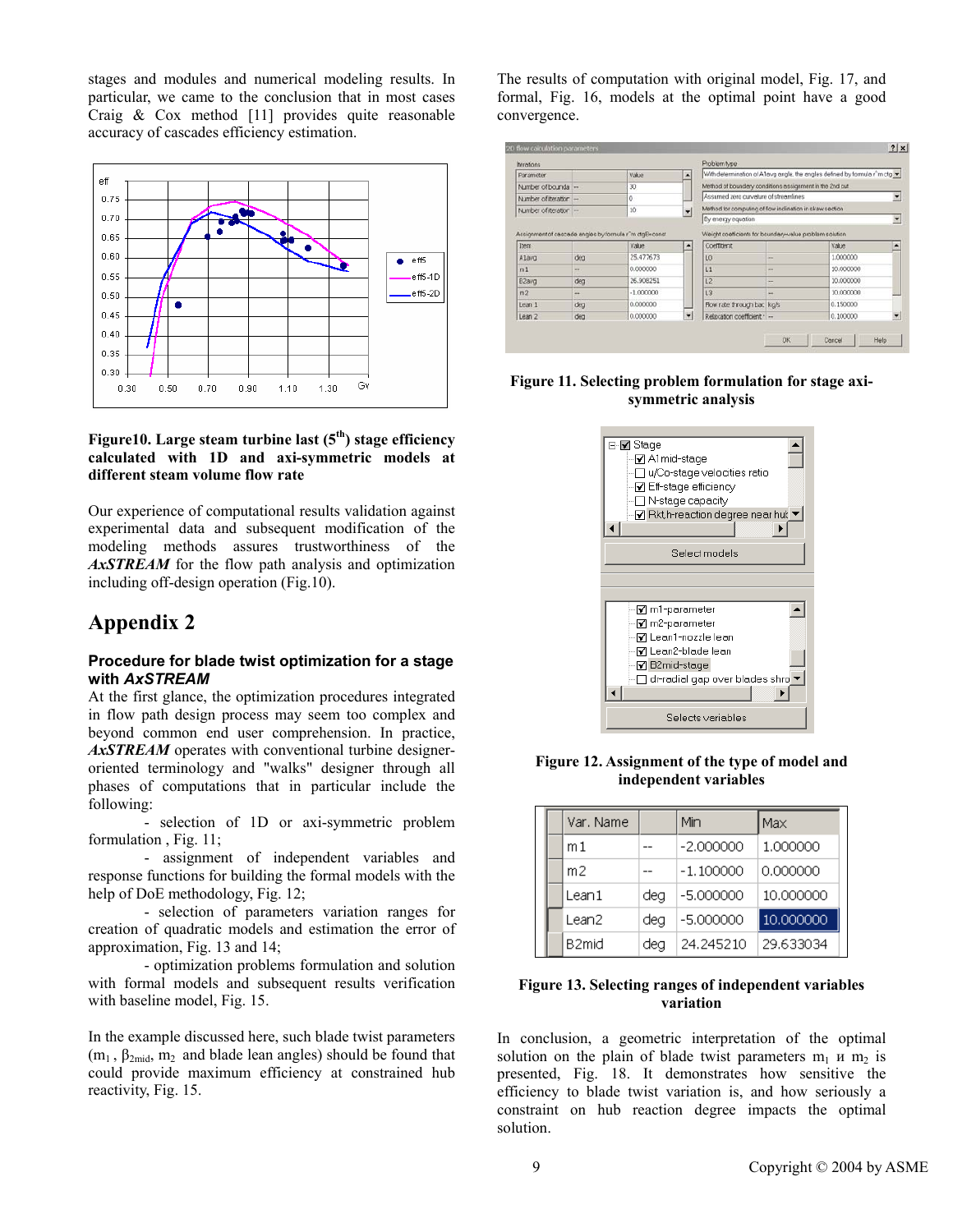stages and modules and numerical modeling results. In particular, we came to the conclusion that in most cases Craig & Cox method [11] provides quite reasonable accuracy of cascades efficiency estimation.

**Figure10. Large steam turbine last (5th) stage efficiency calculated with 1D and axi-symmetric models at different steam volume flow rate**

Our experience of computational results validation against experimental data and subsequent modification of the modeling methods assures trustworthiness of the ***AxSTREAM*** for the flow path analysis and optimization including off-design operation (Fig.10).

# Appendix 2

### Procedure for blade twist optimization for a stage with *AxSTREAM*

At the first glance, the optimization procedures integrated in flow path design process may seem too complex and beyond common end user comprehension. In practice, ***AxSTREAM*** operates with conventional turbine designer-oriented terminology and "walks" designer through all phases of computations that in particular include the following:

- selection of 1D or axi-symmetric problem formulation , Fig. 11;
- assignment of independent variables and response functions for building the formal models with the help of DoE methodology, Fig. 12;
- selection of parameters variation ranges for creation of quadratic models and estimation the error of approximation, Fig. 13 and 14;
- optimization problems formulation and solution with formal models and subsequent results verification with baseline model, Fig. 15.

In the example discussed here, such blade twist parameters ($m_1$ , $\beta_{2mid}$, $m_2$ and blade lean angles) should be found that could provide maximum efficiency at constrained hub reactivity, Fig. 15.

The results of computation with original model, Fig. 17, and formal, Fig. 16, models at the optimal point have a good convergence.

**Figure 11. Selecting problem formulation for stage axi-symmetric analysis**

**Figure 12. Assignment of the type of model and independent variables**

| Var. Name | | Min | Max |
|---|---|---|---|
| m1 | -- | -2.000000 | 1.000000 |
| m2 | -- | -1.100000 | 0.000000 |
| Lean1 | deg | -5.000000 | 10.000000 |
| Lean2 | deg | -5.000000 | 10.000000 |
| B2mid | deg | 24.245210 | 29.633034 |

**Figure 13. Selecting ranges of independent variables variation**

In conclusion, a geometric interpretation of the optimal solution on the plain of blade twist parameters $m_1$ и $m_2$ is presented, Fig. 18. It demonstrates how sensitive the efficiency to blade twist variation is, and how seriously a constraint on hub reaction degree impacts the optimal solution.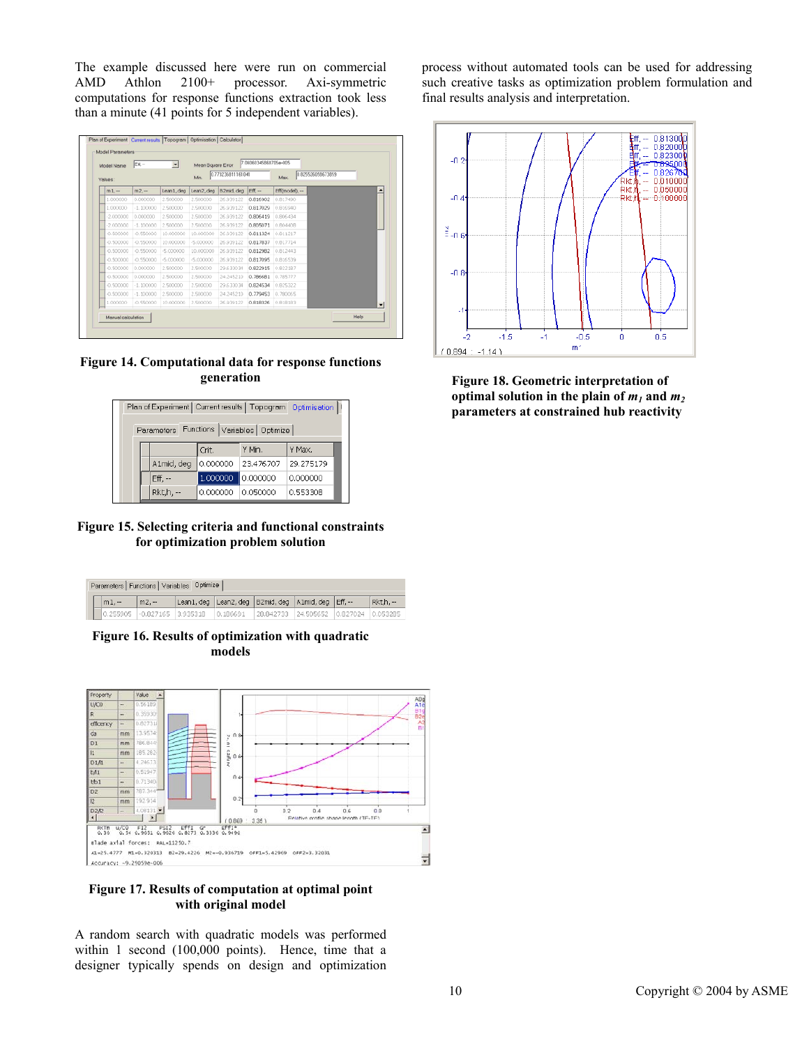The example discussed here were run on commercial AMD Athlon 2100+ processor. Axi-symmetric computations for response functions extraction took less than a minute (41 points for 5 independent variables).

**Figure 14. Computational data for response functions generation**

**Figure 15. Selecting criteria and functional constraints for optimization problem solution**

**Figure 16. Results of optimization with quadratic models**

**Figure 17. Results of computation at optimal point with original model**

A random search with quadratic models was performed within 1 second (100,000 points). Hence, time that a designer typically spends on design and optimization process without automated tools can be used for addressing such creative tasks as optimization problem formulation and final results analysis and interpretation.

**Figure 18. Geometric interpretation of optimal solution in the plain of $m_1$ and $m_2$ parameters at constrained hub reactivity**